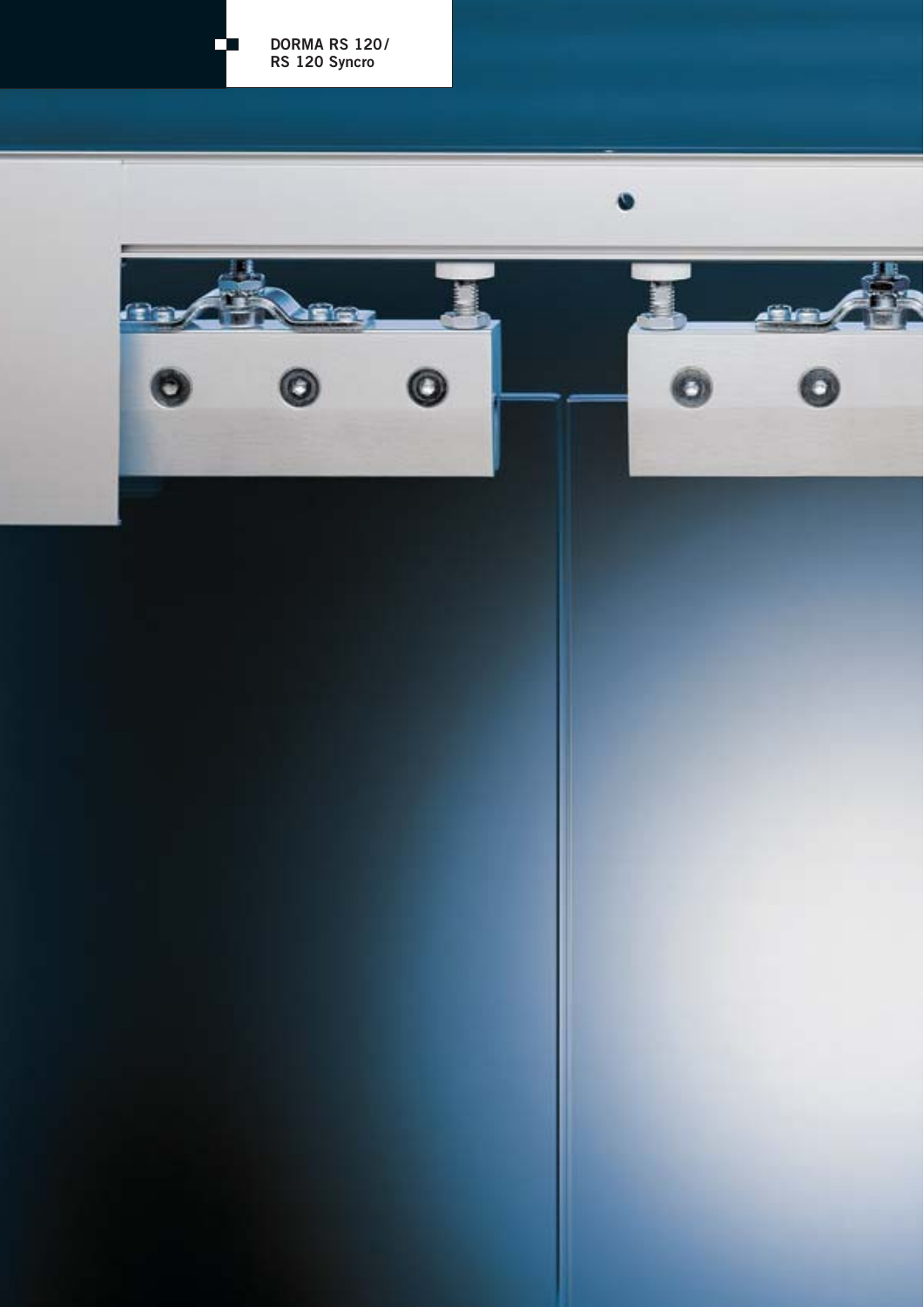DORMA RS 120/
RS 120 Syncro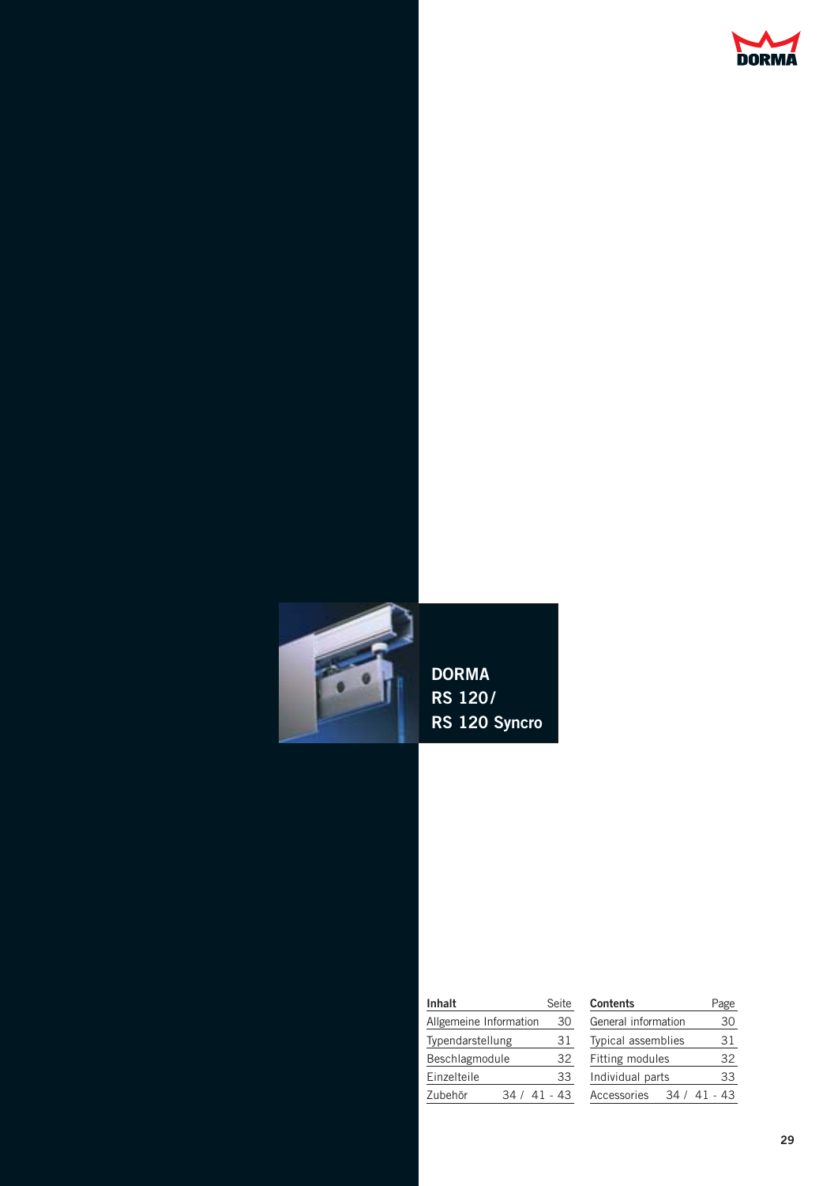# DORMA RS 120/ RS 120 Syncro

| Inhalt | Seite |
|---|---|
| Allgemeine Information | 30 |
| Typendarstellung | 31 |
| Beschlagmodule | 32 |
| Einzelteile | 33 |
| Zubehör | 34 / 41 - 43 |

| Contents | Page |
|---|---|
| General information | 30 |
| Typical assemblies | 31 |
| Fitting modules | 32 |
| Individual parts | 33 |
| Accessories | 34 / 41 - 43 |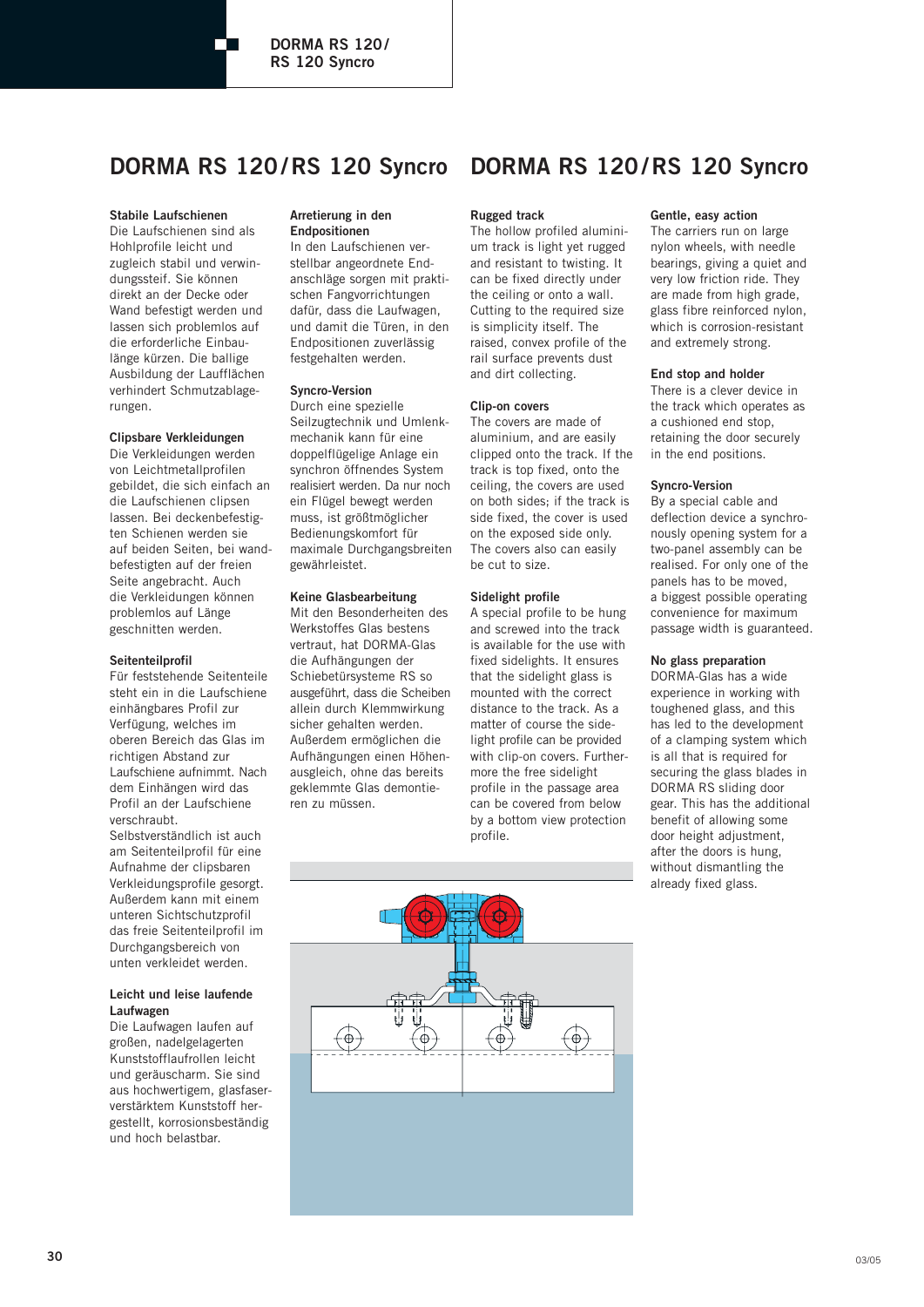# DORMA RS 120/RS 120 Syncro

### Stabile Laufschienen
Die Laufschienen sind als Hohlprofile leicht und zugleich stabil und verwindungssteif. Sie können direkt an der Decke oder Wand befestigt werden und lassen sich problemlos auf die erforderliche Einbaulänge kürzen. Die ballige Ausbildung der Laufflächen verhindert Schmutzablagerungen.

### Clipsbare Verkleidungen
Die Verkleidungen werden von Leichtmetallprofilen gebildet, die sich einfach an die Laufschienen clipsen lassen. Bei deckenbefestigten Schienen werden sie auf beiden Seiten, bei wandbefestigten auf der freien Seite angebracht. Auch die Verkleidungen können problemlos auf Länge geschnitten werden.

### Seitenteilprofil
Für feststehende Seitenteile steht ein in die Laufschiene einhängbares Profil zur Verfügung, welches im oberen Bereich das Glas im richtigen Abstand zur Laufschiene aufnimmt. Nach dem Einhängen wird das Profil an der Laufschiene verschraubt.
Selbstverständlich ist auch am Seitenteilprofil für eine Aufnahme der clipsbaren Verkleidungsprofile gesorgt. Außerdem kann mit einem unteren Sichtschutzprofil das freie Seitenteilprofil im Durchgangsbereich von unten verkleidet werden.

### Leicht und leise laufende Laufwagen
Die Laufwagen laufen auf großen, nadelgelagerten Kunststofflaufrollen leicht und geräuscharm. Sie sind aus hochwertigem, glasfaserverstärktem Kunststoff hergestellt, korrosionsbeständig und hoch belastbar.

### Arretierung in den Endpositionen
In den Laufschienen verstellbar angeordnete Endanschläge sorgen mit praktischen Fangvorrichtungen dafür, dass die Laufwagen, und damit die Türen, in den Endpositionen zuverlässig festgehalten werden.

### Syncro-Version
Durch eine spezielle Seilzugtechnik und Umlenkmechanik kann für eine doppelflügelige Anlage ein synchron öffnendes System realisiert werden. Da nur noch ein Flügel bewegt werden muss, ist größtmöglicher Bedienungskomfort für maximale Durchgangsbreiten gewährleistet.

### Keine Glasbearbeitung
Mit den Besonderheiten des Werkstoffes Glas bestens vertraut, hat DORMA-Glas die Aufhängungen der Schiebetürsysteme RS so ausgeführt, dass die Scheiben allein durch Klemmwirkung sicher gehalten werden. Außerdem ermöglichen die Aufhängungen einen Höhenausgleich, ohne das bereits geklemmte Glas demontieren zu müssen.

# DORMA RS 120/RS 120 Syncro

### Rugged track
The hollow profiled aluminium track is light yet rugged and resistant to twisting. It can be fixed directly under the ceiling or onto a wall. Cutting to the required size is simplicity itself. The raised, convex profile of the rail surface prevents dust and dirt collecting.

### Clip-on covers
The covers are made of aluminium, and are easily clipped onto the track. If the track is top fixed, onto the ceiling, the covers are used on both sides; if the track is side fixed, the cover is used on the exposed side only. The covers also can easily be cut to size.

### Sidelight profile
A special profile to be hung and screwed into the track is available for the use with fixed sidelights. It ensures that the sidelight glass is mounted with the correct distance to the track. As a matter of course the sidelight profile can be provided with clip-on covers. Furthermore the free sidelight profile in the passage area can be covered from below by a bottom view protection profile.

### Gentle, easy action
The carriers run on large nylon wheels, with needle bearings, giving a quiet and very low friction ride. They are made from high grade, glass fibre reinforced nylon, which is corrosion-resistant and extremely strong.

### End stop and holder
There is a clever device in the track which operates as a cushioned end stop, retaining the door securely in the end positions.

### Syncro-Version
By a special cable and deflection device a synchronously opening system for a two-panel assembly can be realised. For only one of the panels has to be moved, a biggest possible operating convenience for maximum passage width is guaranteed.

### No glass preparation
DORMA-Glas has a wide experience in working with toughened glass, and this has led to the development of a clamping system which is all that is required for securing the glass blades in DORMA RS sliding door gear. This has the additional benefit of allowing some door height adjustment, after the doors is hung, without dismantling the already fixed glass.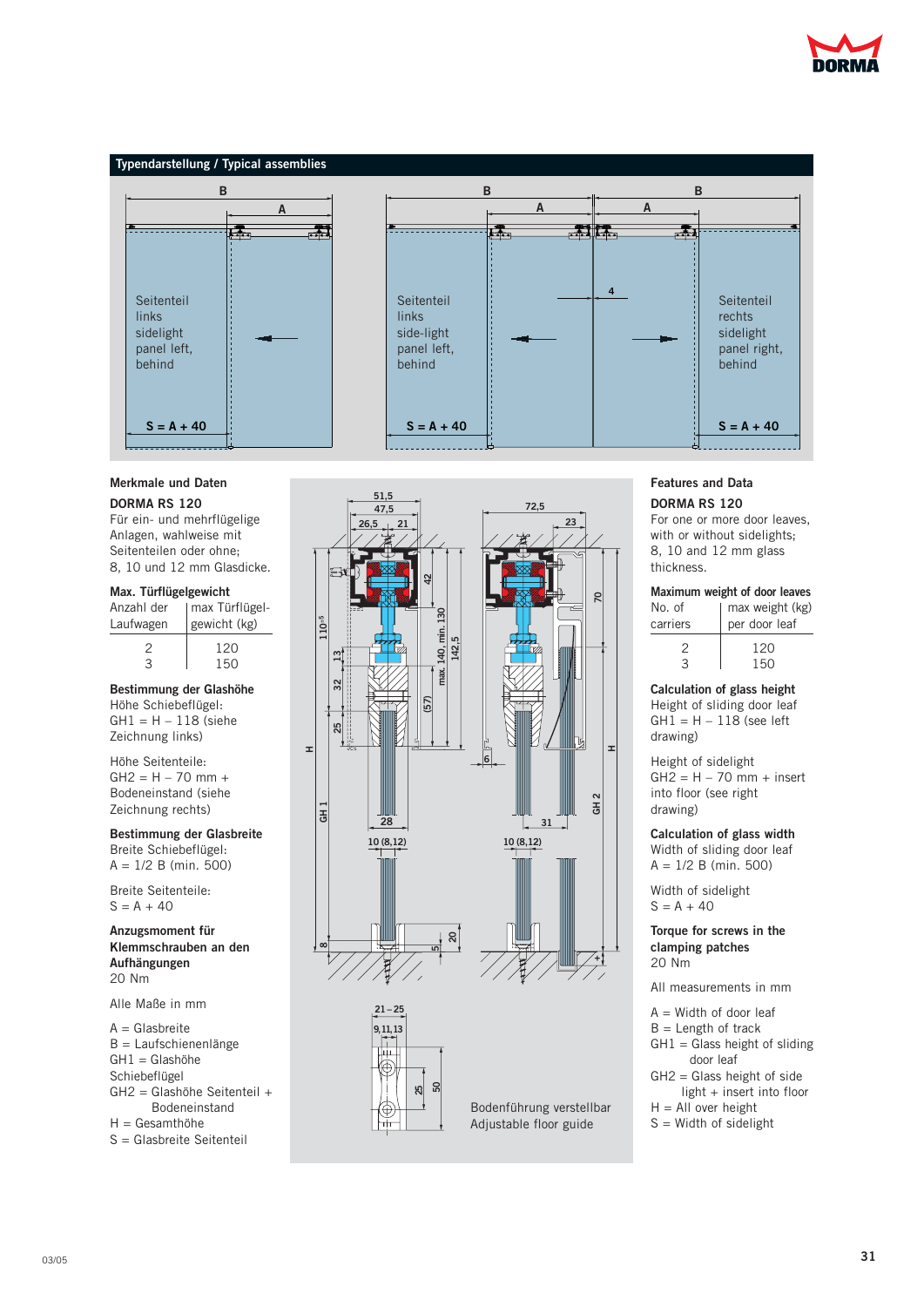## Typendarstellung / Typical assemblies

Seitenteil links
sidelight
panel left,
behind

S = A + 40

Seitenteil links
side-light
panel left,
behind

S = A + 40

Seitenteil rechts
sidelight
panel right,
behind

S = A + 40

### Merkmale und Daten

**DORMA RS 120**

Für ein- und mehrflügelige Anlagen, wahlweise mit Seitenteilen oder ohne; 8, 10 und 12 mm Glasdicke.

**Max. Türflügelgewicht**

| Anzahl der Laufwagen | max Türflügelgewicht (kg) |
|---|---|
| 2 | 120 |
| 3 | 150 |

**Bestimmung der Glashöhe**

Höhe Schiebeflügel:
GH1 = H – 118 (siehe Zeichnung links)

Höhe Seitenteile:
GH2 = H – 70 mm + Bodeneinstand (siehe Zeichnung rechts)

**Bestimmung der Glasbreite**

Breite Schiebeflügel:
A = 1/2 B (min. 500)

Breite Seitenteile:
S = A + 40

**Anzugsmoment für Klemmschrauben an den Aufhängungen**

20 Nm

Alle Maße in mm

A = Glasbreite
B = Laufschienenlänge
GH1 = Glashöhe Schiebeflügel
GH2 = Glashöhe Seitenteil + Bodeneinstand
H = Gesamthöhe
S = Glasbreite Seitenteil

Bodenführung verstellbar
Adjustable floor guide

### Features and Data

**DORMA RS 120**

For one or more door leaves, with or without sidelights; 8, 10 and 12 mm glass thickness.

**Maximum weight of door leaves**

| No. of carriers | max weight (kg) per door leaf |
|---|---|
| 2 | 120 |
| 3 | 150 |

**Calculation of glass height**

Height of sliding door leaf
GH1 = H – 118 (see left drawing)

Height of sidelight
GH2 = H – 70 mm + insert into floor (see right drawing)

**Calculation of glass width**

Width of sliding door leaf
A = 1/2 B (min. 500)

Width of sidelight
S = A + 40

**Torque for screws in the clamping patches**

20 Nm

All measurements in mm

A = Width of door leaf
B = Length of track
GH1 = Glass height of sliding door leaf
GH2 = Glass height of side light + insert into floor
H = All over height
S = Width of sidelight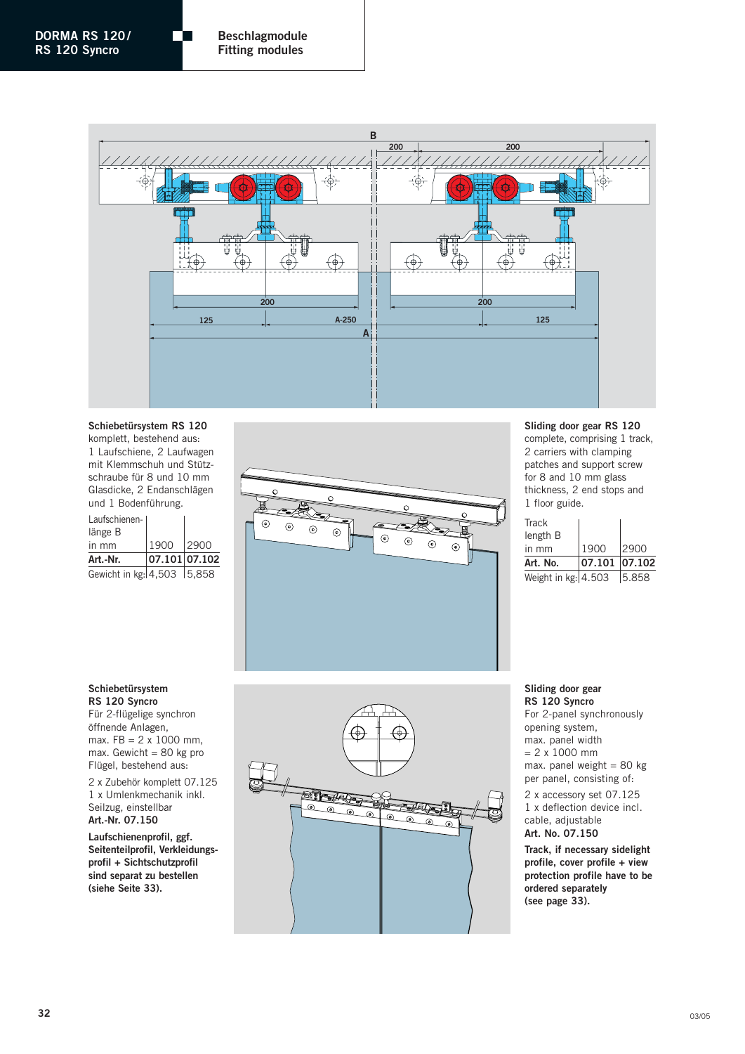**Schiebetürsystem RS 120**
komplett, bestehend aus:
1 Laufschiene, 2 Laufwagen mit Klemmschuh und Stützschraube für 8 und 10 mm Glasdicke, 2 Endanschlägen und 1 Bodenführung.

| Laufschienenlänge B in mm | 1900 | 2900 |
|---|---|---|
| **Art.-Nr.** | **07.101** | **07.102** |
| Gewicht in kg: | 4,503 | 5,858 |

**Sliding door gear RS 120**
complete, comprising 1 track, 2 carriers with clamping patches and support screw for 8 and 10 mm glass thickness, 2 end stops and 1 floor guide.

| Track length B in mm | 1900 | 2900 |
|---|---|---|
| **Art. No.** | **07.101** | **07.102** |
| Weight in kg: | 4.503 | 5.858 |

**Schiebetürsystem RS 120 Syncro**
Für 2-flügelige synchron öffnende Anlagen,
max. FB = 2 x 1000 mm,
max. Gewicht = 80 kg pro Flügel, bestehend aus:

2 x Zubehör komplett 07.125
1 x Umlenkmechanik inkl. Seilzug, einstellbar
**Art.-Nr. 07.150**

**Laufschienenprofil, ggf. Seitenteilprofil, Verkleidungsprofil + Sichtschutzprofil sind separat zu bestellen (siehe Seite 33).**

**Sliding door gear RS 120 Syncro**
For 2-panel synchronously opening system,
max. panel width = 2 x 1000 mm
max. panel weight = 80 kg per panel, consisting of:

2 x accessory set 07.125
1 x deflection device incl. cable, adjustable
**Art. No. 07.150**

**Track, if necessary sidelight profile, cover profile + view protection profile have to be ordered separately (see page 33).**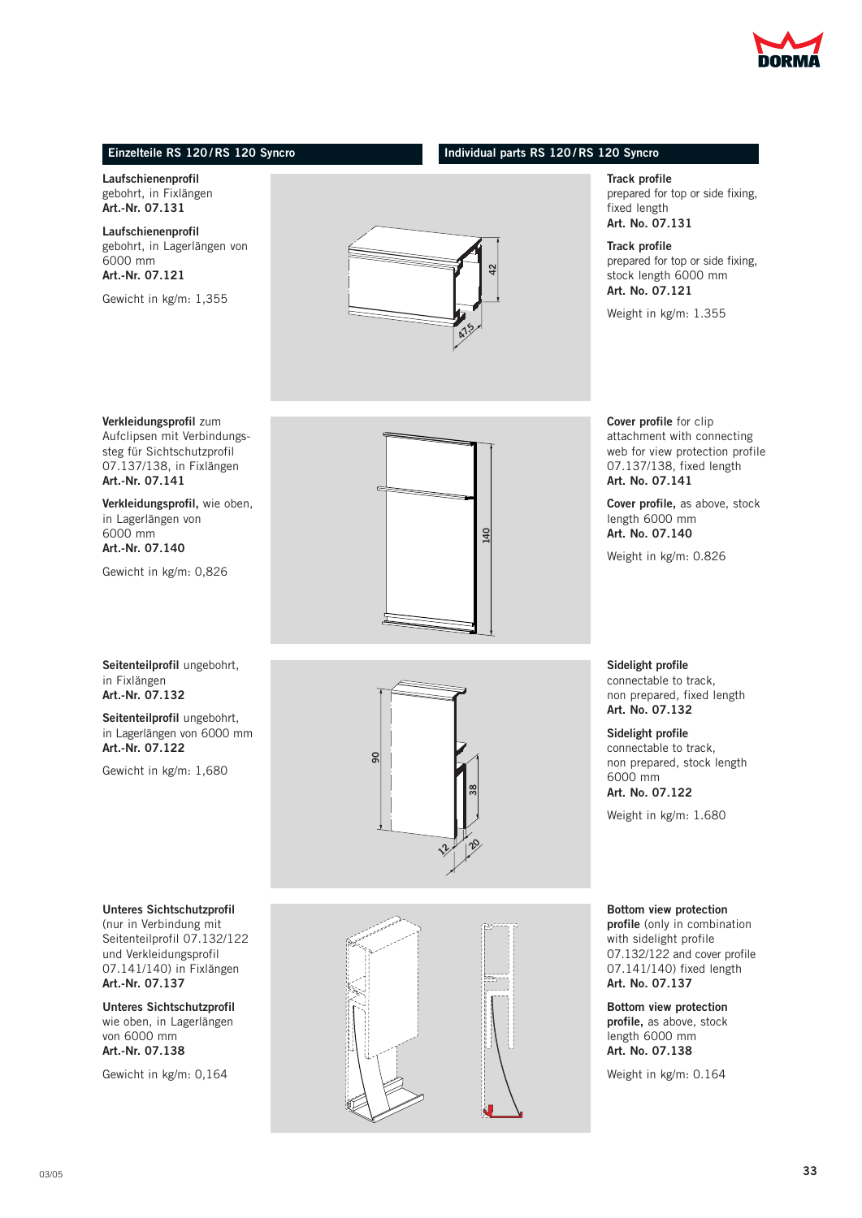## Einzelteile RS 120 / RS 120 Syncro

## Individual parts RS 120 / RS 120 Syncro

**Laufschienenprofil**
gebohrt, in Fixlängen
**Art.-Nr. 07.131**

**Laufschienenprofil**
gebohrt, in Lagerlängen von 6000 mm
**Art.-Nr. 07.121**

Gewicht in kg/m: 1,355

**Track profile**
prepared for top or side fixing, fixed length
**Art. No. 07.131**

**Track profile**
prepared for top or side fixing, stock length 6000 mm
**Art. No. 07.121**

Weight in kg/m: 1.355

**Verkleidungsprofil** zum Aufclipsen mit Verbindungssteg für Sichtschutzprofil 07.137/138, in Fixlängen
**Art.-Nr. 07.141**

**Verkleidungsprofil,** wie oben, in Lagerlängen von 6000 mm
**Art.-Nr. 07.140**

Gewicht in kg/m: 0,826

**Cover profile** for clip attachment with connecting web for view protection profile 07.137/138, fixed length
**Art. No. 07.141**

**Cover profile,** as above, stock length 6000 mm
**Art. No. 07.140**

Weight in kg/m: 0.826

**Seitenteilprofil** ungebohrt, in Fixlängen
**Art.-Nr. 07.132**

**Seitenteilprofil** ungebohrt, in Lagerlängen von 6000 mm
**Art.-Nr. 07.122**

Gewicht in kg/m: 1,680

**Sidelight profile**
connectable to track, non prepared, fixed length
**Art. No. 07.132**

**Sidelight profile**
connectable to track, non prepared, stock length 6000 mm
**Art. No. 07.122**

Weight in kg/m: 1.680

**Unteres Sichtschutzprofil**
(nur in Verbindung mit Seitenteilprofil 07.132/122 und Verkleidungsprofil 07.141/140) in Fixlängen
**Art.-Nr. 07.137**

**Unteres Sichtschutzprofil**
wie oben, in Lagerlängen von 6000 mm
**Art.-Nr. 07.138**

Gewicht in kg/m: 0,164

**Bottom view protection profile** (only in combination with sidelight profile 07.132/122 and cover profile 07.141/140) fixed length
**Art. No. 07.137**

**Bottom view protection profile,** as above, stock length 6000 mm
**Art. No. 07.138**

Weight in kg/m: 0.164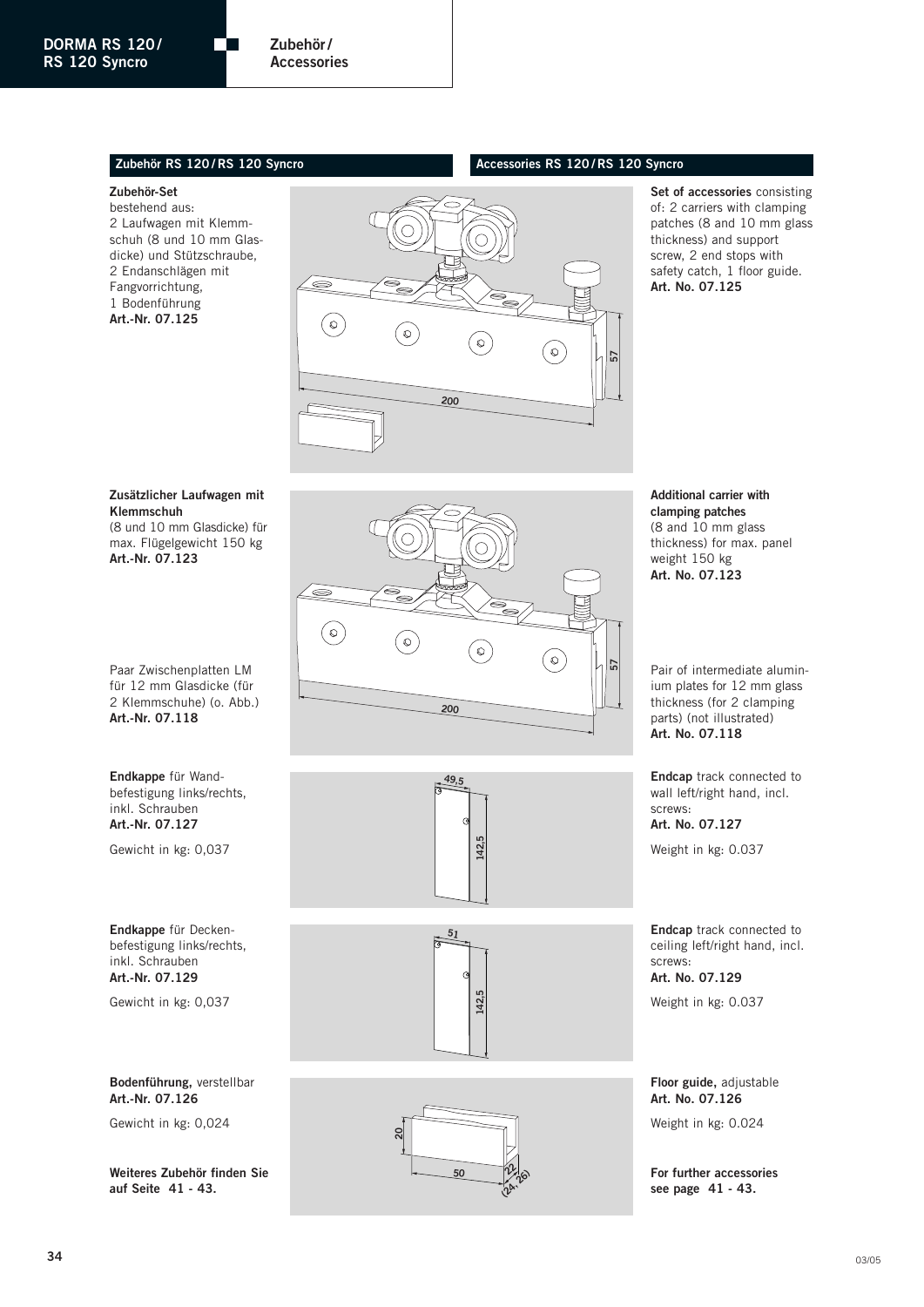## Zubehör RS 120/RS 120 Syncro

## Accessories RS 120/RS 120 Syncro

**Zubehör-Set**
bestehend aus:
2 Laufwagen mit Klemmschuh (8 und 10 mm Glasdicke) und Stützschraube,
2 Endanschlägen mit Fangvorrichtung,
1 Bodenführung
**Art.-Nr. 07.125**

**Set of accessories** consisting of: 2 carriers with clamping patches (8 and 10 mm glass thickness) and support screw, 2 end stops with safety catch, 1 floor guide.
**Art. No. 07.125**

**Zusätzlicher Laufwagen mit Klemmschuh**
(8 und 10 mm Glasdicke) für max. Flügelgewicht 150 kg
**Art.-Nr. 07.123**

**Additional carrier with clamping patches**
(8 and 10 mm glass thickness) for max. panel weight 150 kg
**Art. No. 07.123**

Paar Zwischenplatten LM für 12 mm Glasdicke (für 2 Klemmschuhe) (o. Abb.)
**Art.-Nr. 07.118**

Pair of intermediate aluminium plates for 12 mm glass thickness (for 2 clamping parts) (not illustrated)
**Art. No. 07.118**

**Endkappe** für Wandbefestigung links/rechts, inkl. Schrauben
**Art.-Nr. 07.127**

Gewicht in kg: 0,037

**Endcap** track connected to wall left/right hand, incl. screws:
**Art. No. 07.127**

Weight in kg: 0.037

**Endkappe** für Deckenbefestigung links/rechts, inkl. Schrauben
**Art.-Nr. 07.129**

Gewicht in kg: 0,037

**Endcap** track connected to ceiling left/right hand, incl. screws:
**Art. No. 07.129**

Weight in kg: 0.037

**Bodenführung,** verstellbar
**Art.-Nr. 07.126**

Gewicht in kg: 0,024

**Floor guide,** adjustable
**Art. No. 07.126**

Weight in kg: 0.024

**Weiteres Zubehör finden Sie auf Seite 41 - 43.**

**For further accessories see page 41 - 43.**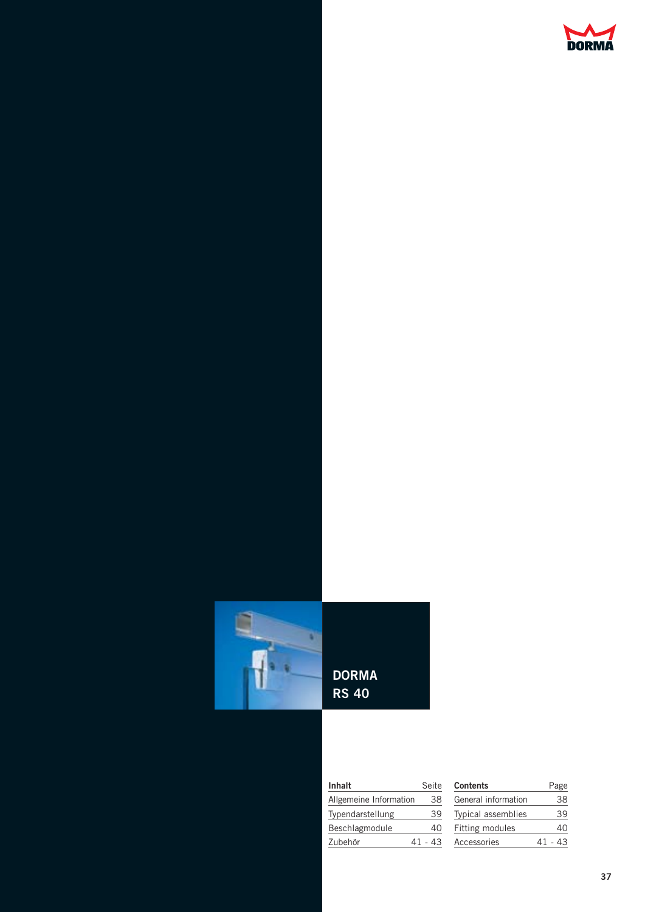# DORMA RS 40

| Inhalt | Seite | Contents | Page |
|---|---|---|---|
| Allgemeine Information | 38 | General information | 38 |
| Typendarstellung | 39 | Typical assemblies | 39 |
| Beschlagmodule | 40 | Fitting modules | 40 |
| Zubehör | 41 - 43 | Accessories | 41 - 43 |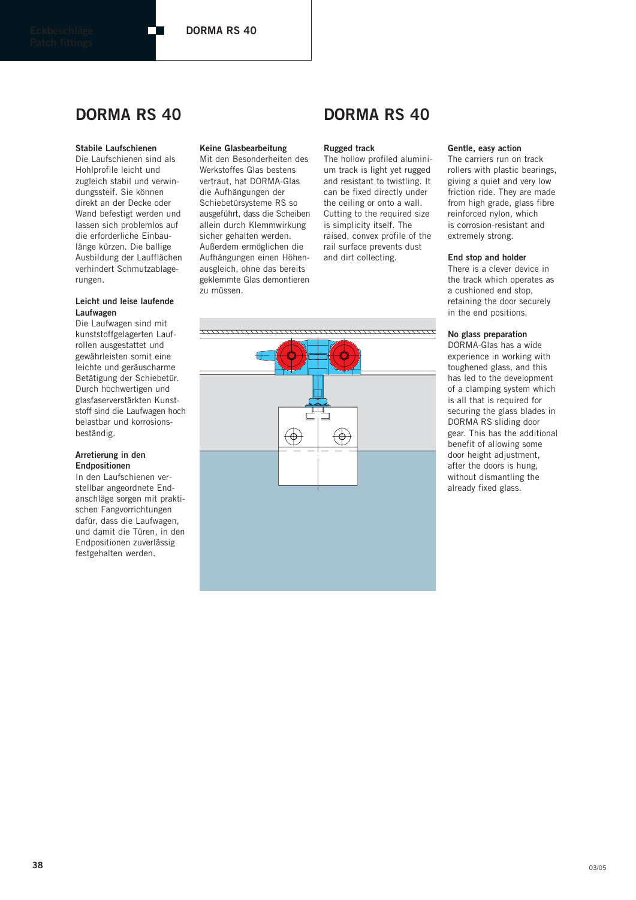# DORMA RS 40

**Stabile Laufschienen**
Die Laufschienen sind als Hohlprofile leicht und zugleich stabil und verwindungssteif. Sie können direkt an der Decke oder Wand befestigt werden und lassen sich problemlos auf die erforderliche Einbaulänge kürzen. Die ballige Ausbildung der Laufflächen verhindert Schmutzablagerungen.

**Leicht und leise laufende Laufwagen**
Die Laufwagen sind mit kunststoffgelagerten Laufrollen ausgestattet und gewährleisten somit eine leichte und geräuscharme Betätigung der Schiebetür. Durch hochwertigen und glasfaserverstärkten Kunststoff sind die Laufwagen hoch belastbar und korrosionsbeständig.

**Arretierung in den Endpositionen**
In den Laufschienen verstellbar angeordnete Endanschläge sorgen mit praktischen Fangvorrichtungen dafür, dass die Laufwagen, und damit die Türen, in den Endpositionen zuverlässig festgehalten werden.

**Keine Glasbearbeitung**
Mit den Besonderheiten des Werkstoffes Glas bestens vertraut, hat DORMA-Glas die Aufhängungen der Schiebetürsysteme RS so ausgeführt, dass die Scheiben allein durch Klemmwirkung sicher gehalten werden. Außerdem ermöglichen die Aufhängungen einen Höhenausgleich, ohne das bereits geklemmte Glas demontieren zu müssen.

# DORMA RS 40

**Rugged track**
The hollow profiled aluminium track is light yet rugged and resistant to twistling. It can be fixed directly under the ceiling or onto a wall. Cutting to the required size is simplicity itself. The raised, convex profile of the rail surface prevents dust and dirt collecting.

**Gentle, easy action**
The carriers run on track rollers with plastic bearings, giving a quiet and very low friction ride. They are made from high grade, glass fibre reinforced nylon, which is corrosion-resistant and extremely strong.

**End stop and holder**
There is a clever device in the track which operates as a cushioned end stop, retaining the door securely in the end positions.

**No glass preparation**
DORMA-Glas has a wide experience in working with toughened glass, and this has led to the development of a clamping system which is all that is required for securing the glass blades in DORMA RS sliding door gear. This has the additional benefit of allowing some door height adjustment, after the doors is hung, without dismantling the already fixed glass.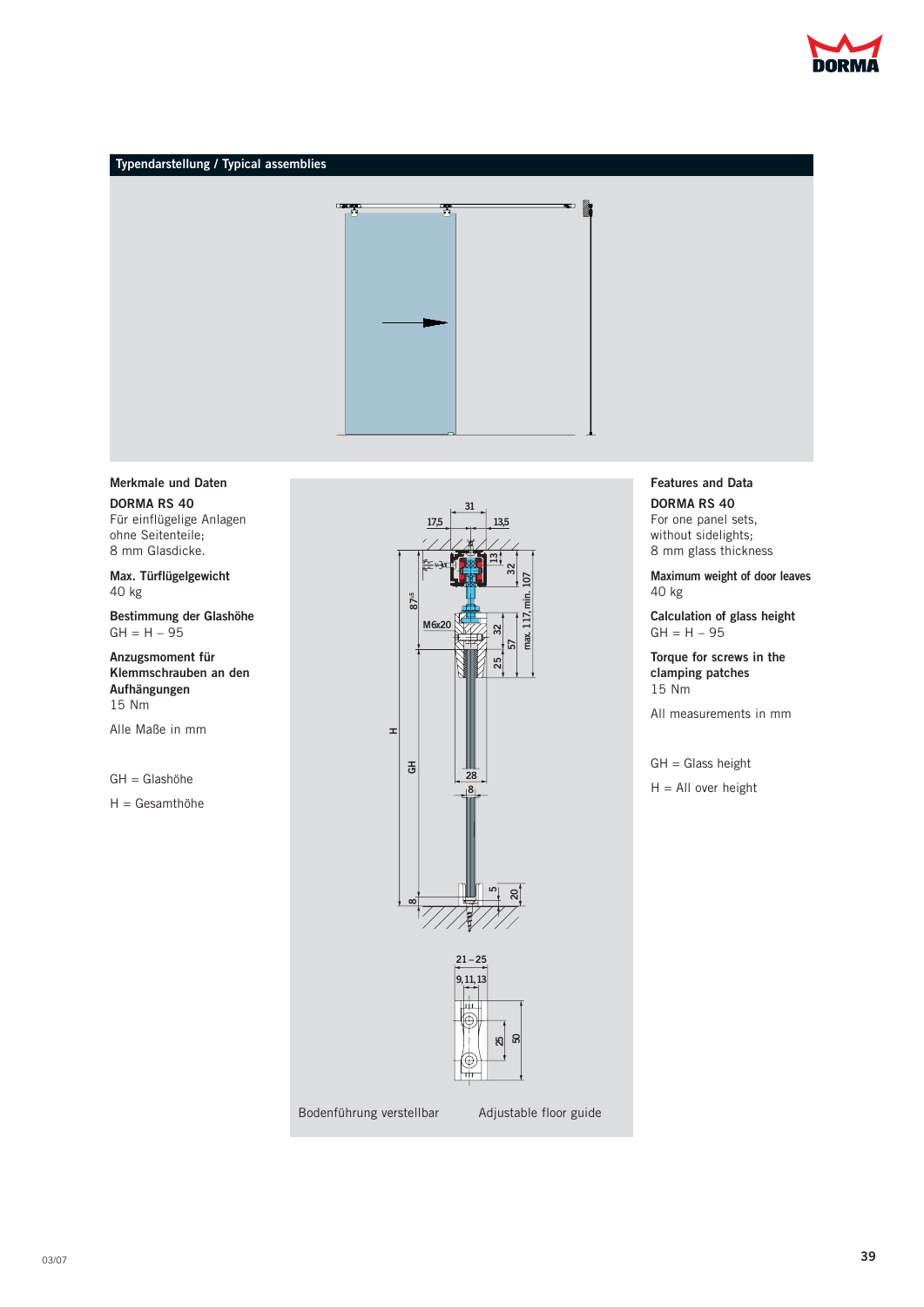## Typendarstellung / Typical assemblies

### Merkmale und Daten

**DORMA RS 40**
Für einflügelige Anlagen ohne Seitenteile;
8 mm Glasdicke.

**Max. Türflügelgewicht**
40 kg

**Bestimmung der Glashöhe**
GH = H – 95

**Anzugsmoment für Klemmschrauben an den Aufhängungen**
15 Nm

Alle Maße in mm

GH = Glashöhe

H = Gesamthöhe

### Features and Data

**DORMA RS 40**
For one panel sets,
without sidelights;
8 mm glass thickness

**Maximum weight of door leaves**
40 kg

**Calculation of glass height**
GH = H – 95

**Torque for screws in the clamping patches**
15 Nm

All measurements in mm

GH = Glass height

H = All over height

Bodenführung verstellbar

Adjustable floor guide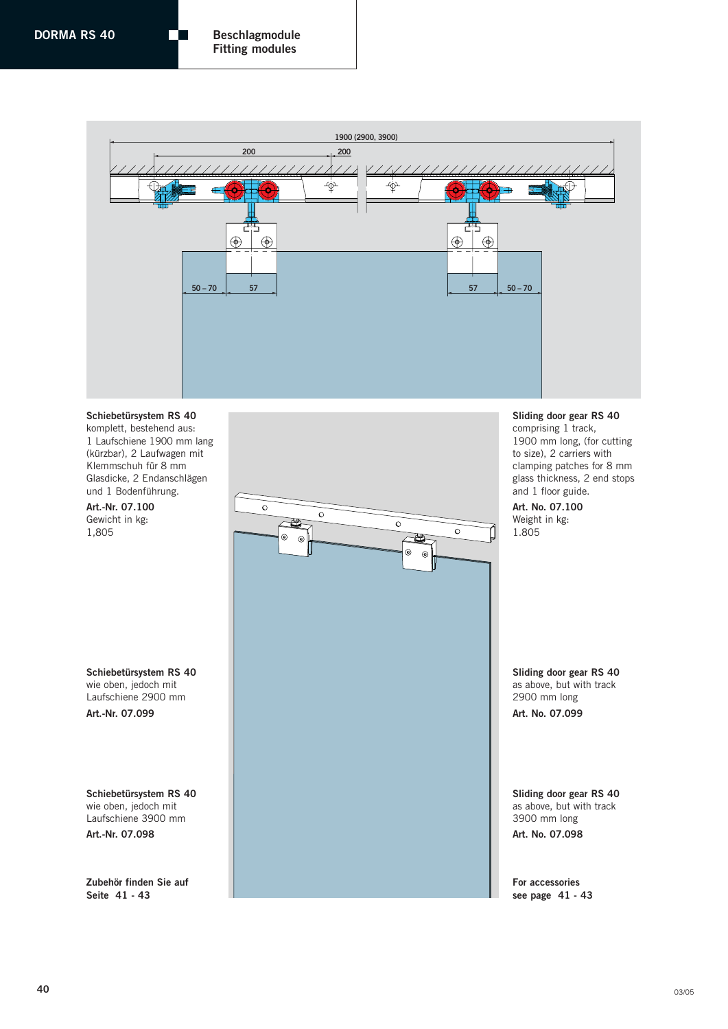# Beschlagmodule
# Fitting modules

**Schiebetürsystem RS 40**
komplett, bestehend aus:
1 Laufschiene 1900 mm lang (kürzbar), 2 Laufwagen mit Klemmschuh für 8 mm Glasdicke, 2 Endanschlägen und 1 Bodenführung.

**Art.-Nr. 07.100**
Gewicht in kg:
1,805

**Sliding door gear RS 40**
comprising 1 track, 1900 mm long, (for cutting to size), 2 carriers with clamping patches for 8 mm glass thickness, 2 end stops and 1 floor guide.

**Art. No. 07.100**
Weight in kg:
1.805

**Schiebetürsystem RS 40**
wie oben, jedoch mit Laufschiene 2900 mm

**Art.-Nr. 07.099**

**Sliding door gear RS 40**
as above, but with track 2900 mm long

**Art. No. 07.099**

**Schiebetürsystem RS 40**
wie oben, jedoch mit Laufschiene 3900 mm

**Art.-Nr. 07.098**

**Sliding door gear RS 40**
as above, but with track 3900 mm long

**Art. No. 07.098**

**Zubehör finden Sie auf Seite 41 - 43**

**For accessories see page 41 - 43**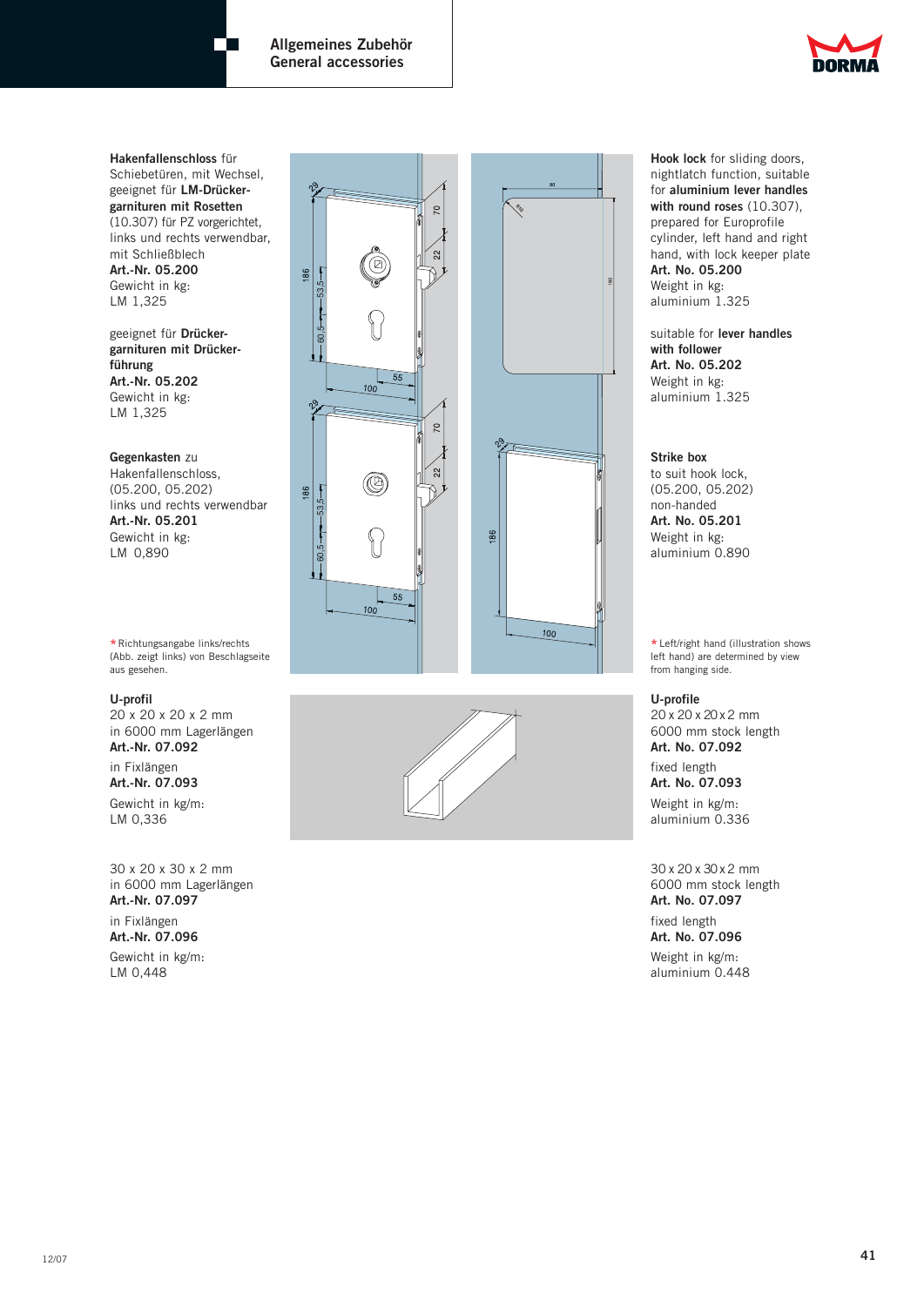## Allgemeines Zubehör
## General accessories

**Hakenfallenschloss** für Schiebetüren, mit Wechsel, geeignet für **LM-Drückergarnituren mit Rosetten** (10.307) für PZ vorgerichtet, links und rechts verwendbar, mit Schließblech
**Art.-Nr. 05.200**
Gewicht in kg:
LM 1,325

geeignet für **Drückergarnituren mit Drückerführung**
**Art.-Nr. 05.202**
Gewicht in kg:
LM 1,325

**Gegenkasten** zu Hakenfallenschloss, (05.200, 05.202) links und rechts verwendbar
**Art.-Nr. 05.201**
Gewicht in kg:
LM 0,890

*Richtungsangabe links/rechts (Abb. zeigt links) von Beschlagseite aus gesehen.

**U-profil**
20 x 20 x 20 x 2 mm
in 6000 mm Lagerlängen
**Art.-Nr. 07.092**

in Fixlängen
**Art.-Nr. 07.093**

Gewicht in kg/m:
LM 0,336

30 x 20 x 30 x 2 mm
in 6000 mm Lagerlängen
**Art.-Nr. 07.097**

in Fixlängen
**Art.-Nr. 07.096**

Gewicht in kg/m:
LM 0,448

---

**Hook lock** for sliding doors, nightlatch function, suitable for **aluminium lever handles with round roses** (10.307), prepared for Europrofile cylinder, left hand and right hand, with lock keeper plate
**Art. No. 05.200**
Weight in kg:
aluminium 1.325

suitable for **lever handles with follower**
**Art. No. 05.202**
Weight in kg:
aluminium 1.325

**Strike box**
to suit hook lock, (05.200, 05.202) non-handed
**Art. No. 05.201**
Weight in kg:
aluminium 0.890

*Left/right hand (illustration shows left hand) are determined by view from hanging side.

**U-profile**
20 x 20 x 20 x 2 mm
6000 mm stock length
**Art. No. 07.092**

fixed length
**Art. No. 07.093**

Weight in kg/m:
aluminium 0.336

30 x 20 x 30 x 2 mm
6000 mm stock length
**Art. No. 07.097**

fixed length
**Art. No. 07.096**

Weight in kg/m:
aluminium 0.448

12/07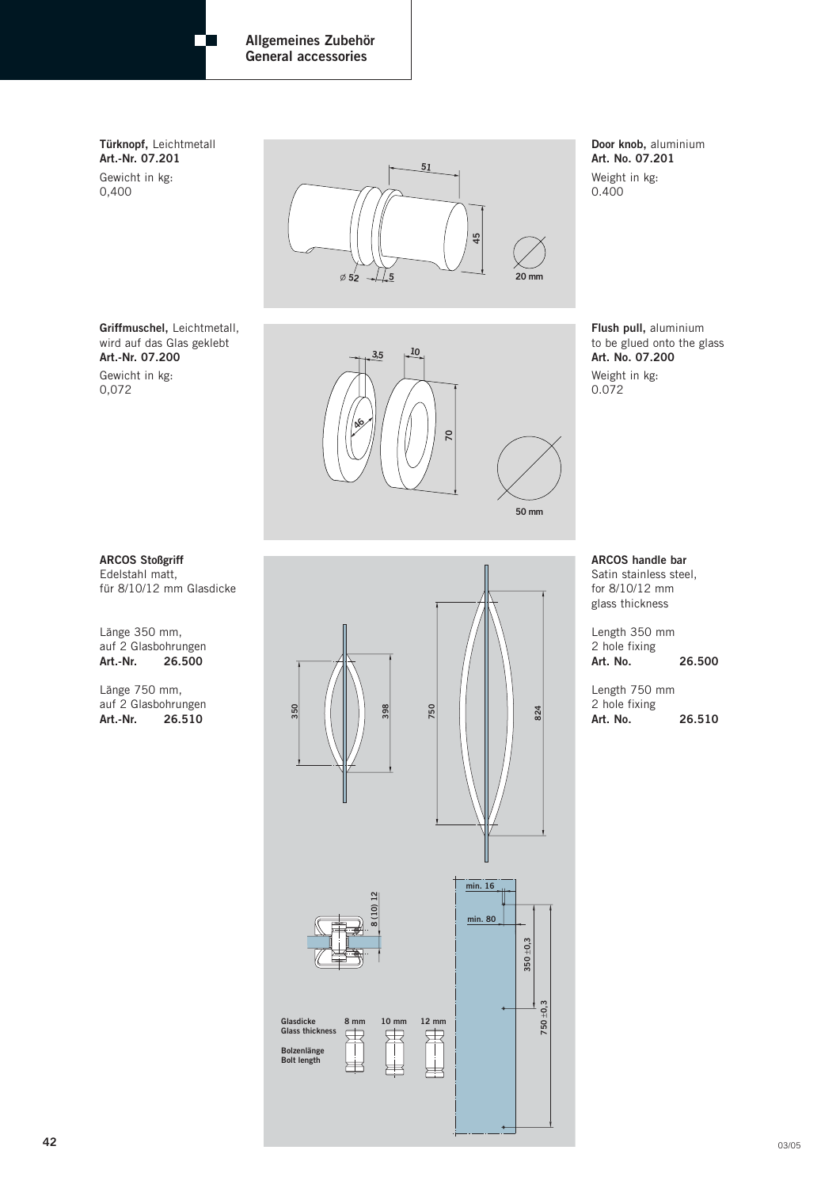# Allgemeines Zubehör
# General accessories

**Türknopf,** Leichtmetall
**Art.-Nr. 07.201**
Gewicht in kg:
0,400

**Door knob,** aluminium
**Art. No. 07.201**
Weight in kg:
0.400

51

45

Ø 52 5

20 mm

**Griffmuschel,** Leichtmetall, wird auf das Glas geklebt
**Art.-Nr. 07.200**
Gewicht in kg:
0,072

**Flush pull,** aluminium to be glued onto the glass
**Art. No. 07.200**
Weight in kg:
0.072

3,5 10

46

70

50 mm

**ARCOS Stoßgriff**
Edelstahl matt,
für 8/10/12 mm Glasdicke

Länge 350 mm,
auf 2 Glasbohrungen
**Art.-Nr. 26.500**

Länge 750 mm,
auf 2 Glasbohrungen
**Art.-Nr. 26.510**

**ARCOS handle bar**
Satin stainless steel,
for 8/10/12 mm
glass thickness

Length 350 mm
2 hole fixing
**Art. No. 26.500**

Length 750 mm
2 hole fixing
**Art. No. 26.510**

350 398 750 824

8 (10) 12

min. 16

min. 80

350 ±0,3

750 ±0,3

| Glasdicke / Glass thickness | 8 mm | 10 mm | 12 mm |
|---|---|---|---|
| Bolzenlänge / Bolt length | | | |

03/05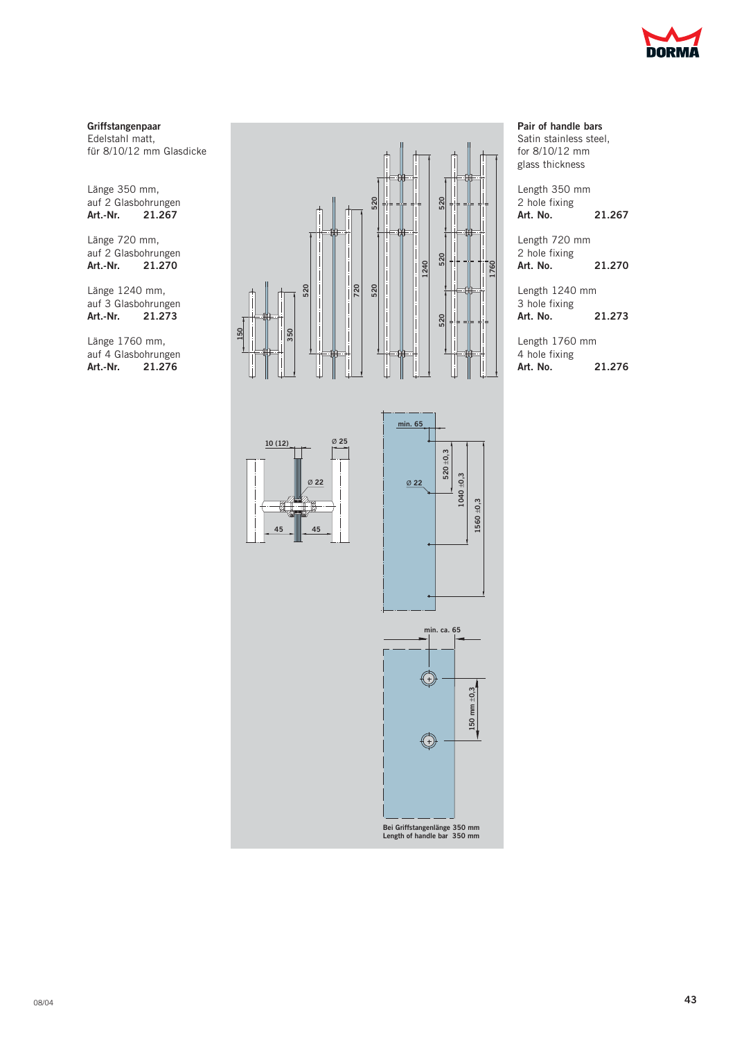**Griffstangenpaar**
Edelstahl matt,
für 8/10/12 mm Glasdicke

Länge 350 mm,
auf 2 Glasbohrungen
**Art.-Nr. 21.267**

Länge 720 mm,
auf 2 Glasbohrungen
**Art.-Nr. 21.270**

Länge 1240 mm,
auf 3 Glasbohrungen
**Art.-Nr. 21.273**

Länge 1760 mm,
auf 4 Glasbohrungen
**Art.-Nr. 21.276**

**Pair of handle bars**
Satin stainless steel,
for 8/10/12 mm
glass thickness

Length 350 mm
2 hole fixing
**Art. No. 21.267**

Length 720 mm
2 hole fixing
**Art. No. 21.270**

Length 1240 mm
3 hole fixing
**Art. No. 21.273**

Length 1760 mm
4 hole fixing
**Art. No. 21.276**

Bei Griffstangenlänge 350 mm
Length of handle bar 350 mm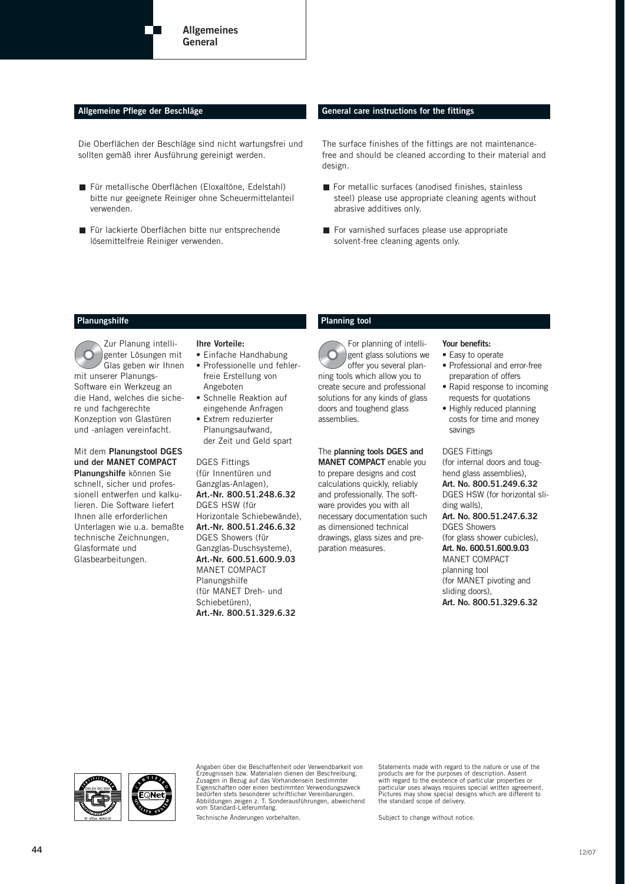# Allgemeines
# General

## Allgemeine Pflege der Beschläge

Die Oberflächen der Beschläge sind nicht wartungsfrei und sollten gemäß ihrer Ausführung gereinigt werden.

- Für metallische Oberflächen (Eloxaltöne, Edelstahl) bitte nur geeignete Reiniger ohne Scheuermittelanteil verwenden.
- Für lackierte Oberflächen bitte nur entsprechende lösemittelfreie Reiniger verwenden.

## General care instructions for the fittings

The surface finishes of the fittings are not maintenance-free and should be cleaned according to their material and design.

- For metallic surfaces (anodised finishes, stainless steel) please use appropriate cleaning agents without abrasive additives only.
- For varnished surfaces please use appropriate solvent-free cleaning agents only.

## Planungshilfe

Zur Planung intelligenter Lösungen mit Glas geben wir Ihnen mit unserer Planungs-Software ein Werkzeug an die Hand, welches die sichere und fachgerechte Konzeption von Glastüren und -anlagen vereinfacht.

Mit dem **Planungstool DGES und der MANET COMPACT Planungshilfe** können Sie schnell, sicher und professionell entwerfen und kalkulieren. Die Software liefert Ihnen alle erforderlichen Unterlagen wie u.a. bemaßte technische Zeichnungen, Glasformate und Glasbearbeitungen.

**Ihre Vorteile:**
- Einfache Handhabung
- Professionelle und fehlerfreie Erstellung von Angeboten
- Schnelle Reaktion auf eingehende Anfragen
- Extrem reduzierter Planungsaufwand, der Zeit und Geld spart

DGES Fittings (für Innentüren und Ganzglas-Anlagen),
**Art.-Nr. 800.51.248.6.32**
DGES HSW (für Horizontale Schiebewände),
**Art.-Nr. 800.51.246.6.32**
DGES Showers (für Ganzglas-Duschsysteme),
**Art.-Nr. 600.51.600.9.03**
MANET COMPACT Planungshilfe (für MANET Dreh- und Schiebetüren),
**Art.-Nr. 800.51.329.6.32**

## Planning tool

For planning of intelligent glass solutions we offer you several planning tools which allow you to create secure and professional solutions for any kinds of glass doors and toughend glass assemblies.

The **planning tools DGES and MANET COMPACT** enable you to prepare designs and cost calculations quickly, reliably and professionally. The software provides you with all necessary documentation such as dimensioned technical drawings, glass sizes and preparation measures.

**Your benefits:**
- Easy to operate
- Professional and error-free preparation of offers
- Rapid response to incoming requests for quotations
- Highly reduced planning costs for time and money savings

DGES Fittings (for internal doors and toughend glass assemblies),
**Art. No. 800.51.249.6.32**
DGES HSW (for horizontal sliding walls),
**Art. No. 800.51.247.6.32**
DGES Showers (for glass shower cubicles),
**Art. No. 600.51.600.9.03**
MANET COMPACT planning tool (for MANET pivoting and sliding doors),
**Art. No. 800.51.329.6.32**

DIN EN ISO 9001
N° d'Enr. 4640-01

Angaben über die Beschaffenheit oder Verwendbarkeit von Erzeugnissen bzw. Materialien dienen der Beschreibung. Zusagen in Bezug auf das Vorhandensein bestimmter Eigenschaften oder einen bestimmten Verwendungszweck bedürfen stets besonderer schriftlicher Vereinbarungen. Abbildungen zeigen z. T. Sonderausführungen, abweichend vom Standard-Lieferumfang.

Technische Änderungen vorbehalten.

Statements made with regard to the nature or use of the products are for the purposes of description. Assent with regard to the existence of particular properties or particular uses always requires special written agreement. Pictures may show special designs which are different to the standard scope of delivery.

Subject to change without notice.

12/07